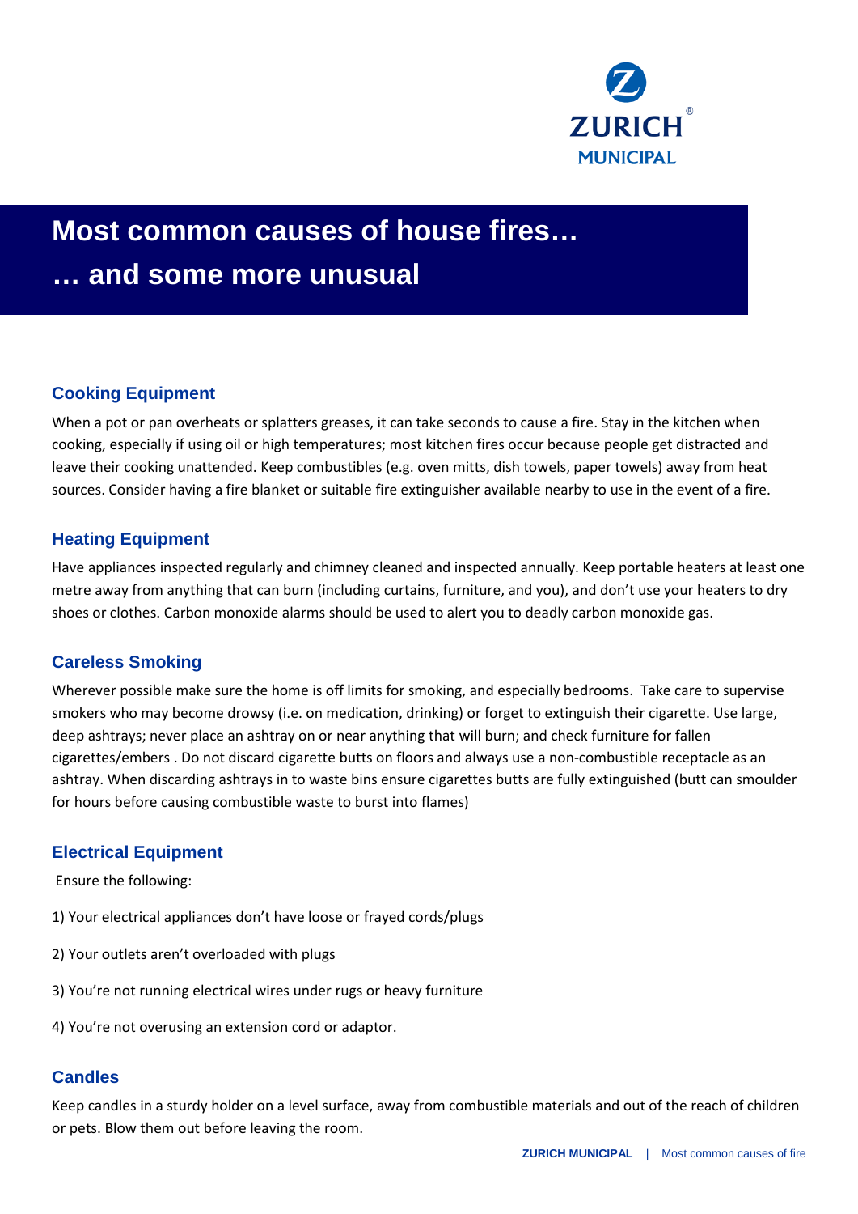# Most common causes of house fires…

# … and some more unusual

## Cooking Equipment

When a pot or pan overheats or splatters greases, it can take seconds to cause a fire. Stay in the kitchen when cooking, especially if using oil or high temperatures; most kitchen fires occur because people get distracted and leave their cooking unattended. Keep combustibles (e.g. oven mitts, dish towels, paper towels) away from heat sources. Consider having a fire blanket or suitable fire extinguisher available nearby to use in the event of a fire.

## Heating Equipment

Have appliances inspected regularly and chimney cleaned and inspected annually. Keep portable heaters at least one metre away from anything that can burn (including curtains, furniture, and you), and don't use your heaters to dry shoes or clothes. Carbon monoxide alarms should be used to alert you to deadly carbon monoxide gas.

## Careless Smoking

Wherever possible make sure the home is off limits for smoking, and especially bedrooms. Take care to supervise smokers who may become drowsy (i.e. on medication, drinking) or forget to extinguish their cigarette. Use large, deep ashtrays; never place an ashtray on or near anything that will burn; and check furniture for fallen cigarettes/embers . Do not discard cigarette butts on floors and always use a non-combustible receptacle as an ashtray. When discarding ashtrays in to waste bins ensure cigarettes butts are fully extinguished (butt can smoulder for hours before causing combustible waste to burst into flames)

## Electrical Equipment

Ensure the following:

1) Your electrical appliances don't have loose or frayed cords/plugs

2) Your outlets aren't overloaded with plugs

3) You're not running electrical wires under rugs or heavy furniture

4) You're not overusing an extension cord or adaptor.

## Candles

Keep candles in a sturdy holder on a level surface, away from combustible materials and out of the reach of children or pets. Blow them out before leaving the room.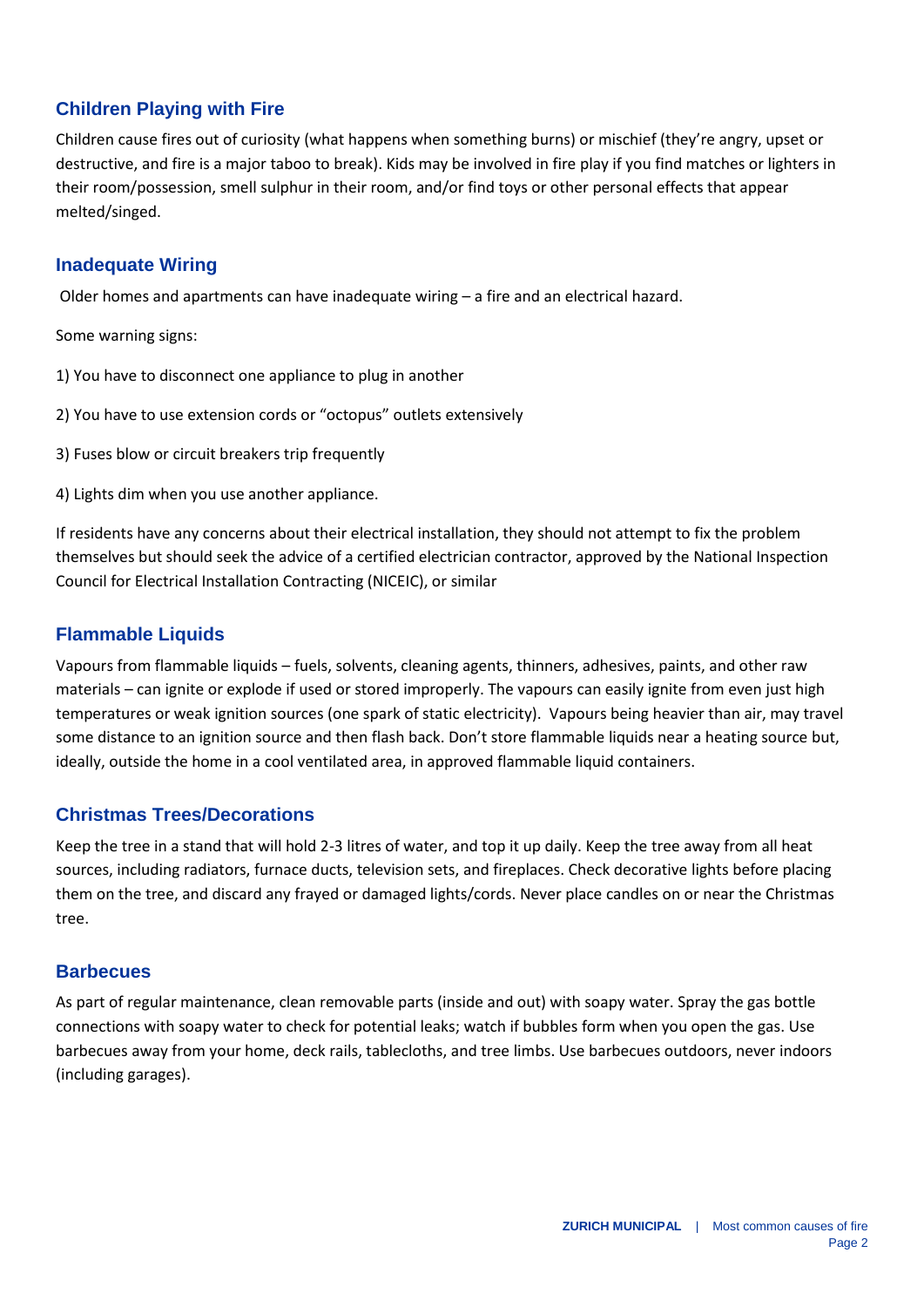## Children Playing with Fire

Children cause fires out of curiosity (what happens when something burns) or mischief (they're angry, upset or destructive, and fire is a major taboo to break). Kids may be involved in fire play if you find matches or lighters in their room/possession, smell sulphur in their room, and/or find toys or other personal effects that appear melted/singed.

## Inadequate Wiring

Older homes and apartments can have inadequate wiring – a fire and an electrical hazard.

Some warning signs:

1) You have to disconnect one appliance to plug in another

2) You have to use extension cords or "octopus" outlets extensively

3) Fuses blow or circuit breakers trip frequently

4) Lights dim when you use another appliance.

If residents have any concerns about their electrical installation, they should not attempt to fix the problem themselves but should seek the advice of a certified electrician contractor, approved by the National Inspection Council for Electrical Installation Contracting (NICEIC), or similar

## Flammable Liquids

Vapours from flammable liquids – fuels, solvents, cleaning agents, thinners, adhesives, paints, and other raw materials – can ignite or explode if used or stored improperly. The vapours can easily ignite from even just high temperatures or weak ignition sources (one spark of static electricity). Vapours being heavier than air, may travel some distance to an ignition source and then flash back. Don't store flammable liquids near a heating source but, ideally, outside the home in a cool ventilated area, in approved flammable liquid containers.

## Christmas Trees/Decorations

Keep the tree in a stand that will hold 2-3 litres of water, and top it up daily. Keep the tree away from all heat sources, including radiators, furnace ducts, television sets, and fireplaces. Check decorative lights before placing them on the tree, and discard any frayed or damaged lights/cords. Never place candles on or near the Christmas tree.

## Barbecues

As part of regular maintenance, clean removable parts (inside and out) with soapy water. Spray the gas bottle connections with soapy water to check for potential leaks; watch if bubbles form when you open the gas. Use barbecues away from your home, deck rails, tablecloths, and tree limbs. Use barbecues outdoors, never indoors (including garages).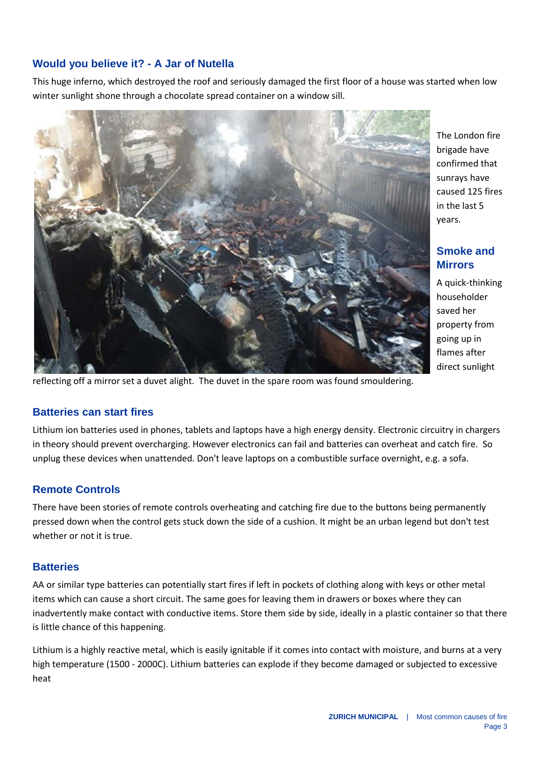## Would you believe it? - A Jar of Nutella

This huge inferno, which destroyed the roof and seriously damaged the first floor of a house was started when low winter sunlight shone through a chocolate spread container on a window sill.

The London fire brigade have confirmed that sunrays have caused 125 fires in the last 5 years.

## Smoke and Mirrors

A quick-thinking householder saved her property from going up in flames after direct sunlight reflecting off a mirror set a duvet alight. The duvet in the spare room was found smouldering.

## Batteries can start fires

Lithium ion batteries used in phones, tablets and laptops have a high energy density. Electronic circuitry in chargers in theory should prevent overcharging. However electronics can fail and batteries can overheat and catch fire. So unplug these devices when unattended. Don't leave laptops on a combustible surface overnight, e.g. a sofa.

## Remote Controls

There have been stories of remote controls overheating and catching fire due to the buttons being permanently pressed down when the control gets stuck down the side of a cushion. It might be an urban legend but don't test whether or not it is true.

## Batteries

AA or similar type batteries can potentially start fires if left in pockets of clothing along with keys or other metal items which can cause a short circuit. The same goes for leaving them in drawers or boxes where they can inadvertently make contact with conductive items. Store them side by side, ideally in a plastic container so that there is little chance of this happening.

Lithium is a highly reactive metal, which is easily ignitable if it comes into contact with moisture, and burns at a very high temperature (1500 - 2000C). Lithium batteries can explode if they become damaged or subjected to excessive heat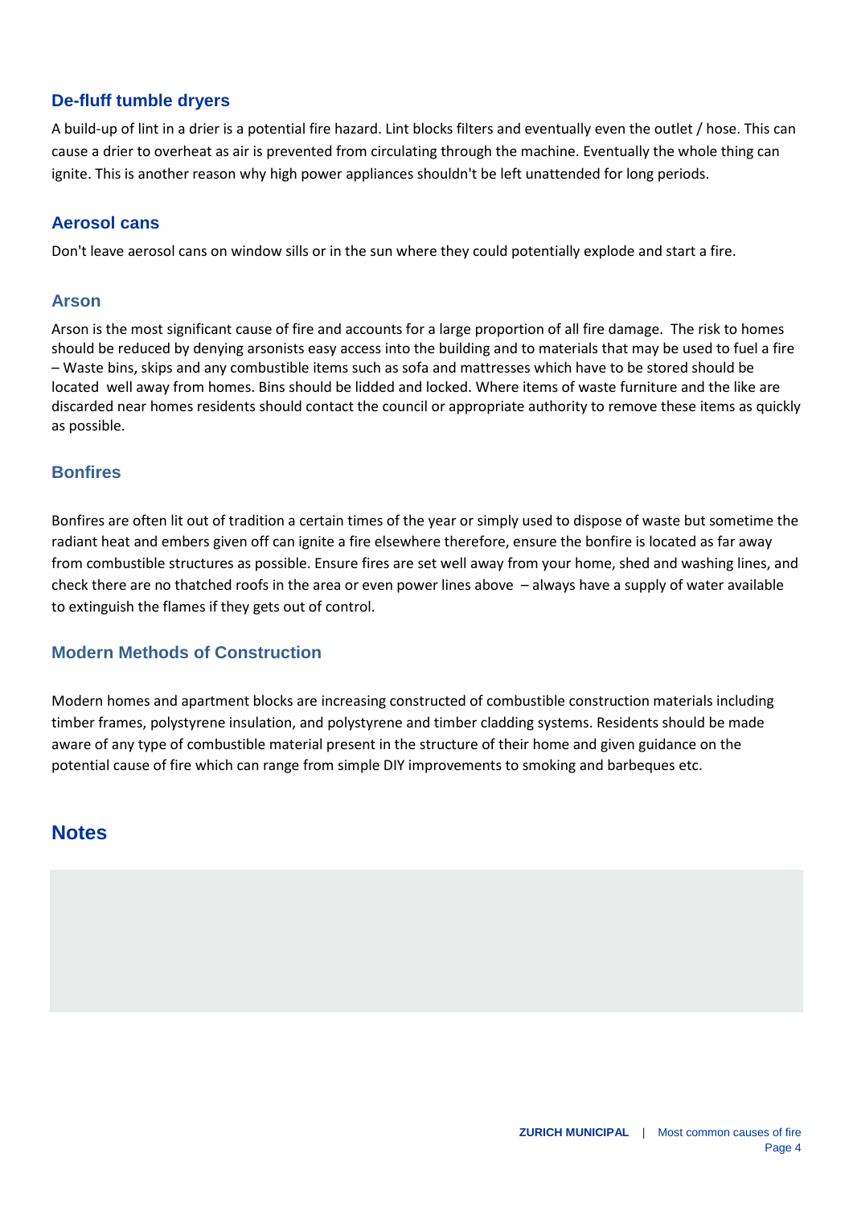### De-fluff tumble dryers

A build-up of lint in a drier is a potential fire hazard. Lint blocks filters and eventually even the outlet / hose. This can cause a drier to overheat as air is prevented from circulating through the machine. Eventually the whole thing can ignite. This is another reason why high power appliances shouldn't be left unattended for long periods.

### Aerosol cans

Don't leave aerosol cans on window sills or in the sun where they could potentially explode and start a fire.

### Arson

Arson is the most significant cause of fire and accounts for a large proportion of all fire damage. The risk to homes should be reduced by denying arsonists easy access into the building and to materials that may be used to fuel a fire – Waste bins, skips and any combustible items such as sofa and mattresses which have to be stored should be located well away from homes. Bins should be lidded and locked. Where items of waste furniture and the like are discarded near homes residents should contact the council or appropriate authority to remove these items as quickly as possible.

### Bonfires

Bonfires are often lit out of tradition a certain times of the year or simply used to dispose of waste but sometime the radiant heat and embers given off can ignite a fire elsewhere therefore, ensure the bonfire is located as far away from combustible structures as possible. Ensure fires are set well away from your home, shed and washing lines, and check there are no thatched roofs in the area or even power lines above – always have a supply of water available to extinguish the flames if they gets out of control.

### Modern Methods of Construction

Modern homes and apartment blocks are increasing constructed of combustible construction materials including timber frames, polystyrene insulation, and polystyrene and timber cladding systems. Residents should be made aware of any type of combustible material present in the structure of their home and given guidance on the potential cause of fire which can range from simple DIY improvements to smoking and barbeques etc.

## Notes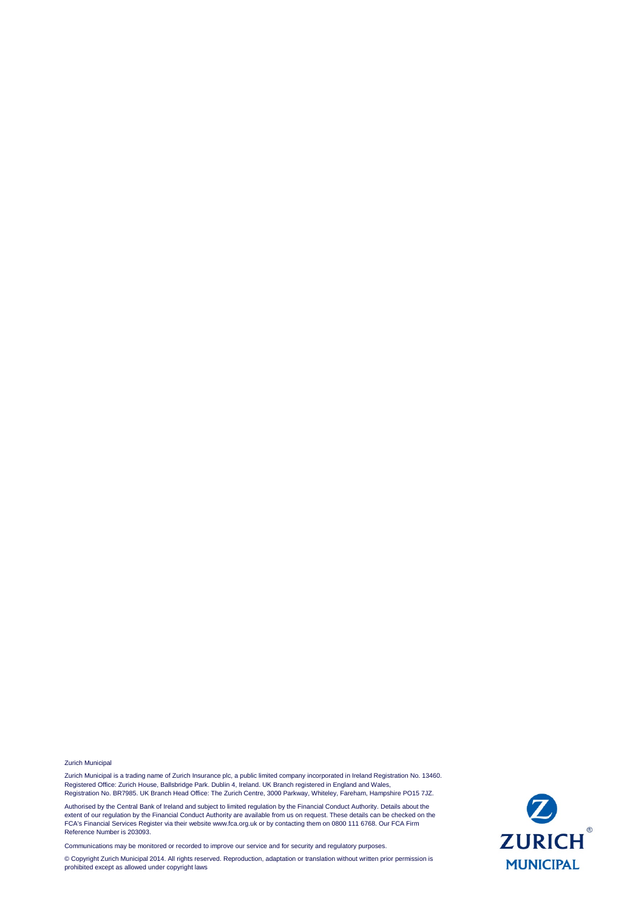Zurich Municipal

Zurich Municipal is a trading name of Zurich Insurance plc, a public limited company incorporated in Ireland Registration No. 13460. Registered Office: Zurich House, Ballsbridge Park. Dublin 4, Ireland. UK Branch registered in England and Wales, Registration No. BR7985. UK Branch Head Office: The Zurich Centre, 3000 Parkway, Whiteley, Fareham, Hampshire PO15 7JZ.

Authorised by the Central Bank of Ireland and subject to limited regulation by the Financial Conduct Authority. Details about the extent of our regulation by the Financial Conduct Authority are available from us on request. These details can be checked on the FCA's Financial Services Register via their website www.fca.org.uk or by contacting them on 0800 111 6768. Our FCA Firm Reference Number is 203093.

Communications may be monitored or recorded to improve our service and for security and regulatory purposes.

© Copyright Zurich Municipal 2014. All rights reserved. Reproduction, adaptation or translation without written prior permission is prohibited except as allowed under copyright laws

ZURICH®
MUNICIPAL